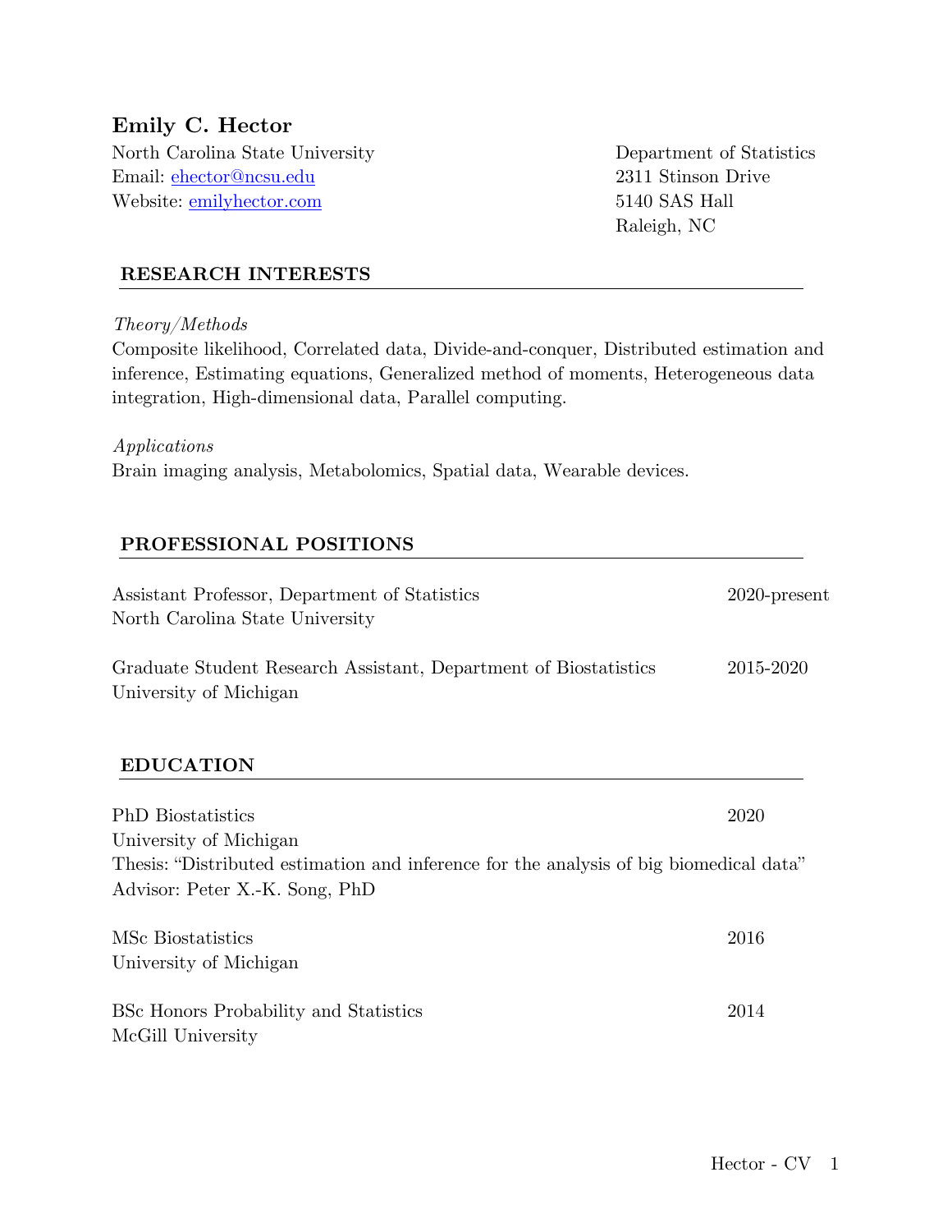# Emily C. Hector

North Carolina State University
Email: [ehector@ncsu.edu](mailto:ehector@ncsu.edu)
Website: [emilyhector.com](http://emilyhector.com)

Department of Statistics
2311 Stinson Drive
5140 SAS Hall
Raleigh, NC

## RESEARCH INTERESTS

*Theory/Methods*
Composite likelihood, Correlated data, Divide-and-conquer, Distributed estimation and inference, Estimating equations, Generalized method of moments, Heterogeneous data integration, High-dimensional data, Parallel computing.

*Applications*
Brain imaging analysis, Metabolomics, Spatial data, Wearable devices.

## PROFESSIONAL POSITIONS

Assistant Professor, Department of Statistics — 2020-present
North Carolina State University

Graduate Student Research Assistant, Department of Biostatistics — 2015-2020
University of Michigan

## EDUCATION

PhD Biostatistics — 2020
University of Michigan
Thesis: "Distributed estimation and inference for the analysis of big biomedical data"
Advisor: Peter X.-K. Song, PhD

MSc Biostatistics — 2016
University of Michigan

BSc Honors Probability and Statistics — 2014
McGill University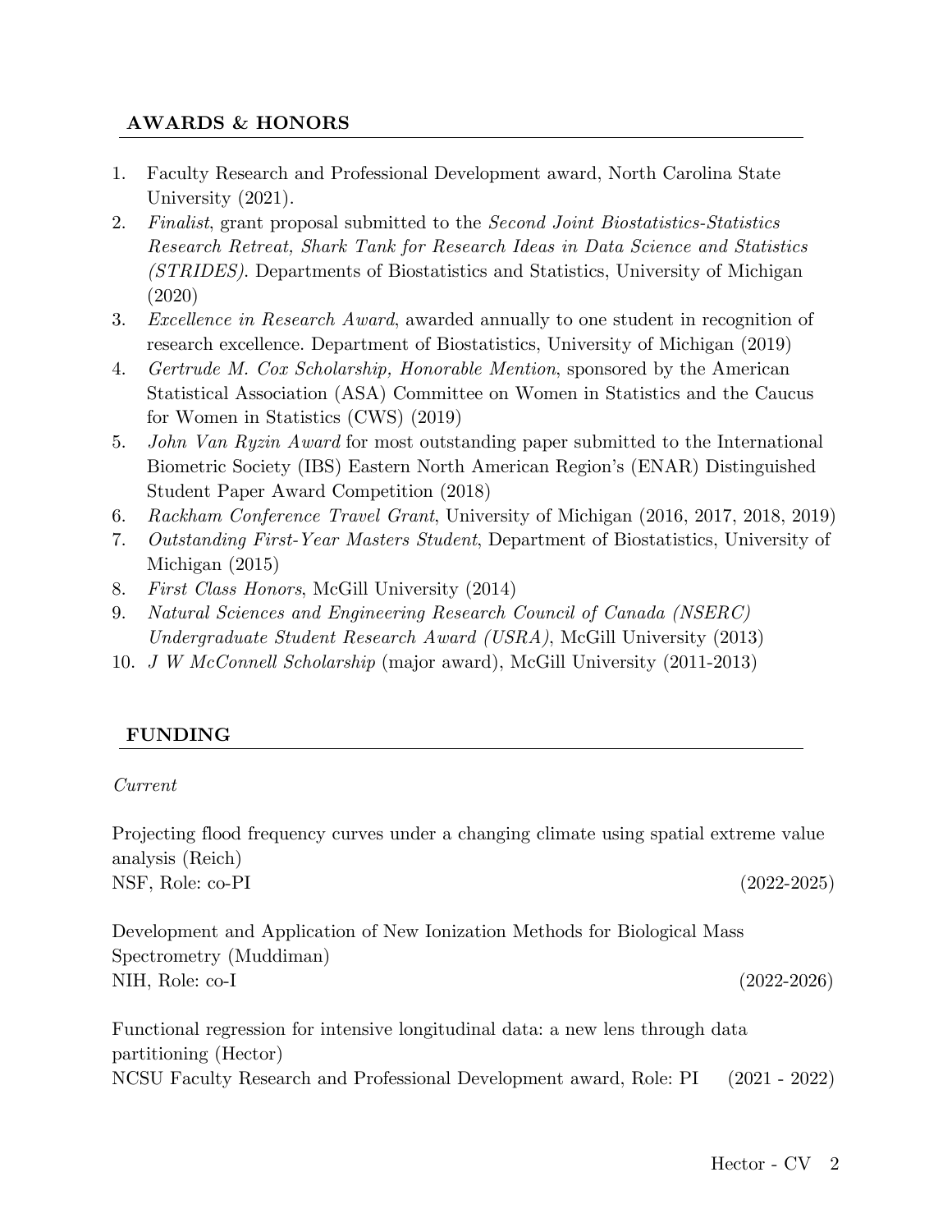## AWARDS & HONORS

1. Faculty Research and Professional Development award, North Carolina State University (2021).
2. *Finalist*, grant proposal submitted to the *Second Joint Biostatistics-Statistics Research Retreat, Shark Tank for Research Ideas in Data Science and Statistics (STRIDES)*. Departments of Biostatistics and Statistics, University of Michigan (2020)
3. *Excellence in Research Award*, awarded annually to one student in recognition of research excellence. Department of Biostatistics, University of Michigan (2019)
4. *Gertrude M. Cox Scholarship, Honorable Mention*, sponsored by the American Statistical Association (ASA) Committee on Women in Statistics and the Caucus for Women in Statistics (CWS) (2019)
5. *John Van Ryzin Award* for most outstanding paper submitted to the International Biometric Society (IBS) Eastern North American Region's (ENAR) Distinguished Student Paper Award Competition (2018)
6. *Rackham Conference Travel Grant*, University of Michigan (2016, 2017, 2018, 2019)
7. *Outstanding First-Year Masters Student*, Department of Biostatistics, University of Michigan (2015)
8. *First Class Honors*, McGill University (2014)
9. *Natural Sciences and Engineering Research Council of Canada (NSERC) Undergraduate Student Research Award (USRA)*, McGill University (2013)
10. *J W McConnell Scholarship* (major award), McGill University (2011-2013)

## FUNDING

*Current*

Projecting flood frequency curves under a changing climate using spatial extreme value analysis (Reich)
NSF, Role: co-PI (2022-2025)

Development and Application of New Ionization Methods for Biological Mass Spectrometry (Muddiman)
NIH, Role: co-I (2022-2026)

Functional regression for intensive longitudinal data: a new lens through data partitioning (Hector)
NCSU Faculty Research and Professional Development award, Role: PI (2021 - 2022)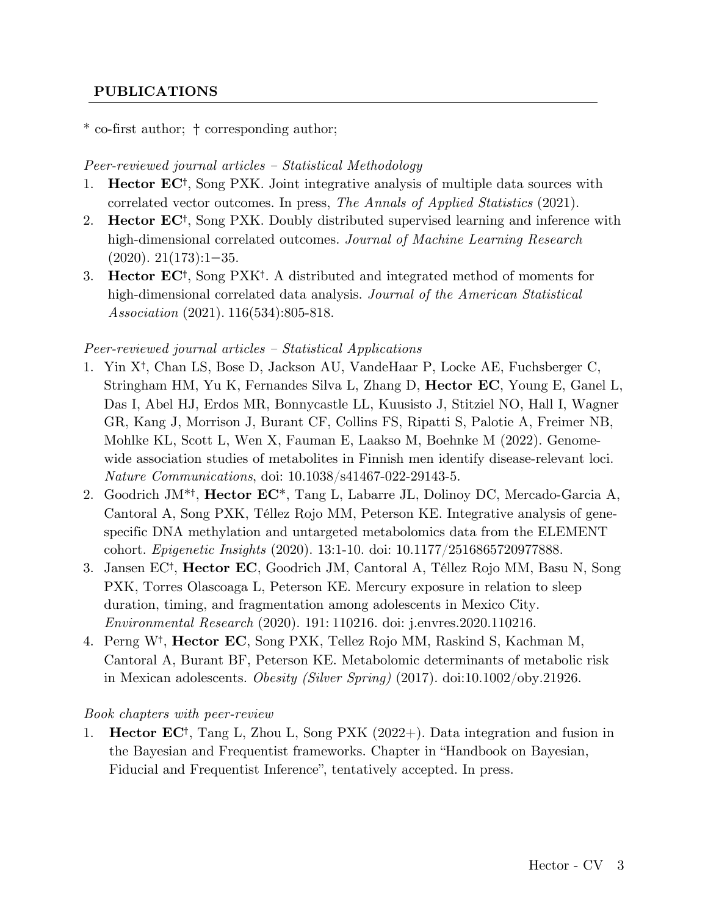## PUBLICATIONS

* co-first author; † corresponding author;

*Peer-reviewed journal articles – Statistical Methodology*

1. **Hector EC**†, Song PXK. Joint integrative analysis of multiple data sources with correlated vector outcomes. In press, *The Annals of Applied Statistics* (2021).
2. **Hector EC**†, Song PXK. Doubly distributed supervised learning and inference with high-dimensional correlated outcomes. *Journal of Machine Learning Research* (2020). 21(173):1−35.
3. **Hector EC**†, Song PXK†. A distributed and integrated method of moments for high-dimensional correlated data analysis. *Journal of the American Statistical Association* (2021). 116(534):805-818.

*Peer-reviewed journal articles – Statistical Applications*

1. Yin X†, Chan LS, Bose D, Jackson AU, VandeHaar P, Locke AE, Fuchsberger C, Stringham HM, Yu K, Fernandes Silva L, Zhang D, **Hector EC**, Young E, Ganel L, Das I, Abel HJ, Erdos MR, Bonnycastle LL, Kuusisto J, Stitziel NO, Hall I, Wagner GR, Kang J, Morrison J, Burant CF, Collins FS, Ripatti S, Palotie A, Freimer NB, Mohlke KL, Scott L, Wen X, Fauman E, Laakso M, Boehnke M (2022). Genome-wide association studies of metabolites in Finnish men identify disease-relevant loci. *Nature Communications*, doi: 10.1038/s41467-022-29143-5.
2. Goodrich JM*†, **Hector EC***, Tang L, Labarre JL, Dolinoy DC, Mercado-Garcia A, Cantoral A, Song PXK, Téllez Rojo MM, Peterson KE. Integrative analysis of gene-specific DNA methylation and untargeted metabolomics data from the ELEMENT cohort. *Epigenetic Insights* (2020). 13:1-10. doi: 10.1177/2516865720977888.
3. Jansen EC†, **Hector EC**, Goodrich JM, Cantoral A, Téllez Rojo MM, Basu N, Song PXK, Torres Olascoaga L, Peterson KE. Mercury exposure in relation to sleep duration, timing, and fragmentation among adolescents in Mexico City. *Environmental Research* (2020). 191: 110216. doi: j.envres.2020.110216.
4. Perng W†, **Hector EC**, Song PXK, Tellez Rojo MM, Raskind S, Kachman M, Cantoral A, Burant BF, Peterson KE. Metabolomic determinants of metabolic risk in Mexican adolescents. *Obesity (Silver Spring)* (2017). doi:10.1002/oby.21926.

*Book chapters with peer-review*

1. **Hector EC**†, Tang L, Zhou L, Song PXK (2022+). Data integration and fusion in the Bayesian and Frequentist frameworks. Chapter in "Handbook on Bayesian, Fiducial and Frequentist Inference", tentatively accepted. In press.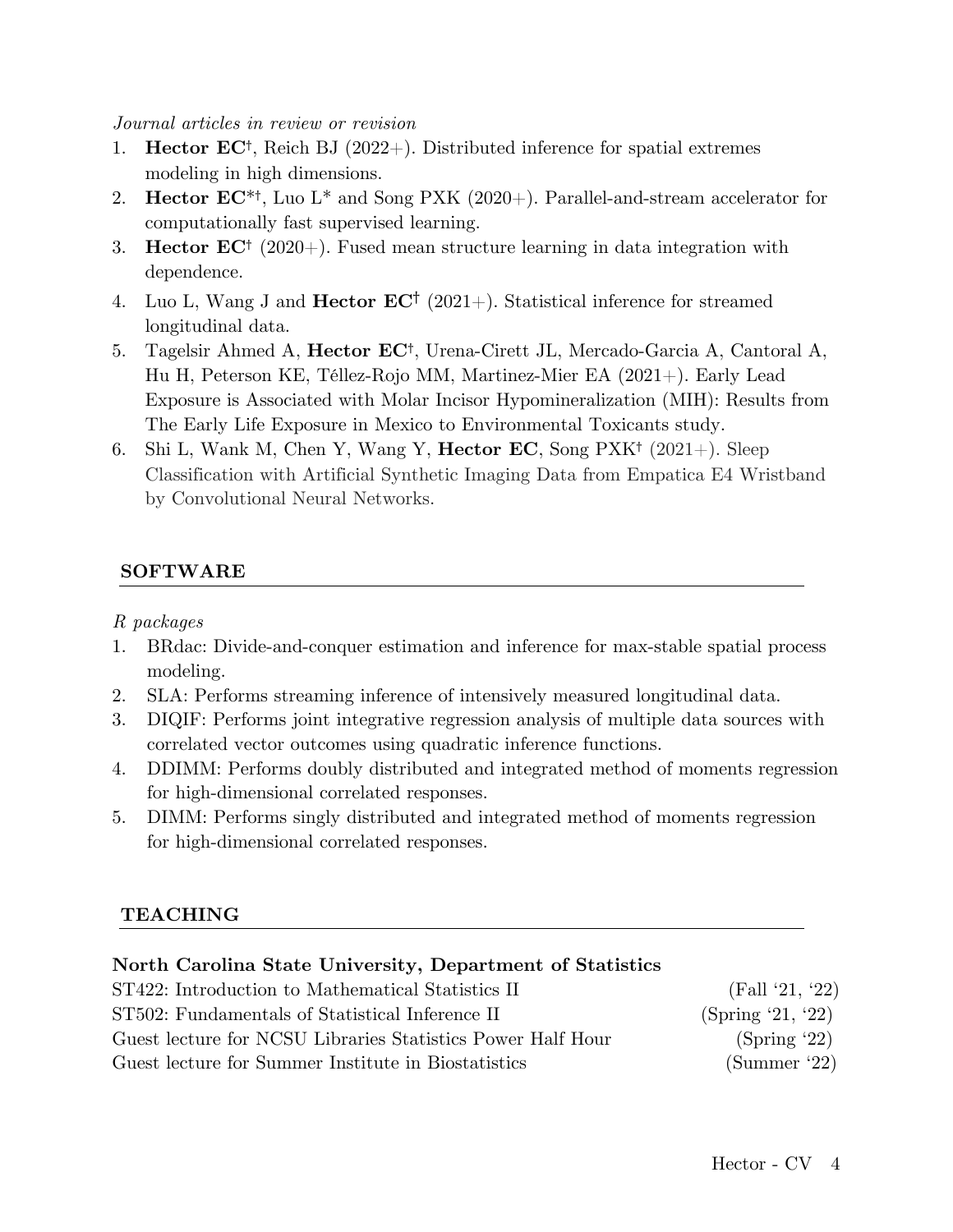*Journal articles in review or revision*

1. **Hector EC**†, Reich BJ (2022+). Distributed inference for spatial extremes modeling in high dimensions.
2. **Hector EC**\*†, Luo L\* and Song PXK (2020+). Parallel-and-stream accelerator for computationally fast supervised learning.
3. **Hector EC**† (2020+). Fused mean structure learning in data integration with dependence.
4. Luo L, Wang J and **Hector EC**† (2021+). Statistical inference for streamed longitudinal data.
5. Tagelsir Ahmed A, **Hector EC**†, Urena-Cirett JL, Mercado-Garcia A, Cantoral A, Hu H, Peterson KE, Téllez-Rojo MM, Martinez-Mier EA (2021+). Early Lead Exposure is Associated with Molar Incisor Hypomineralization (MIH): Results from The Early Life Exposure in Mexico to Environmental Toxicants study.
6. Shi L, Wank M, Chen Y, Wang Y, **Hector EC**, Song PXK† (2021+). Sleep Classification with Artificial Synthetic Imaging Data from Empatica E4 Wristband by Convolutional Neural Networks.

## SOFTWARE

*R packages*

1. BRdac: Divide-and-conquer estimation and inference for max-stable spatial process modeling.
2. SLA: Performs streaming inference of intensively measured longitudinal data.
3. DIQIF: Performs joint integrative regression analysis of multiple data sources with correlated vector outcomes using quadratic inference functions.
4. DDIMM: Performs doubly distributed and integrated method of moments regression for high-dimensional correlated responses.
5. DIMM: Performs singly distributed and integrated method of moments regression for high-dimensional correlated responses.

## TEACHING

**North Carolina State University, Department of Statistics**

ST422: Introduction to Mathematical Statistics II (Fall '21, '22)
ST502: Fundamentals of Statistical Inference II (Spring '21, '22)
Guest lecture for NCSU Libraries Statistics Power Half Hour (Spring '22)
Guest lecture for Summer Institute in Biostatistics (Summer '22)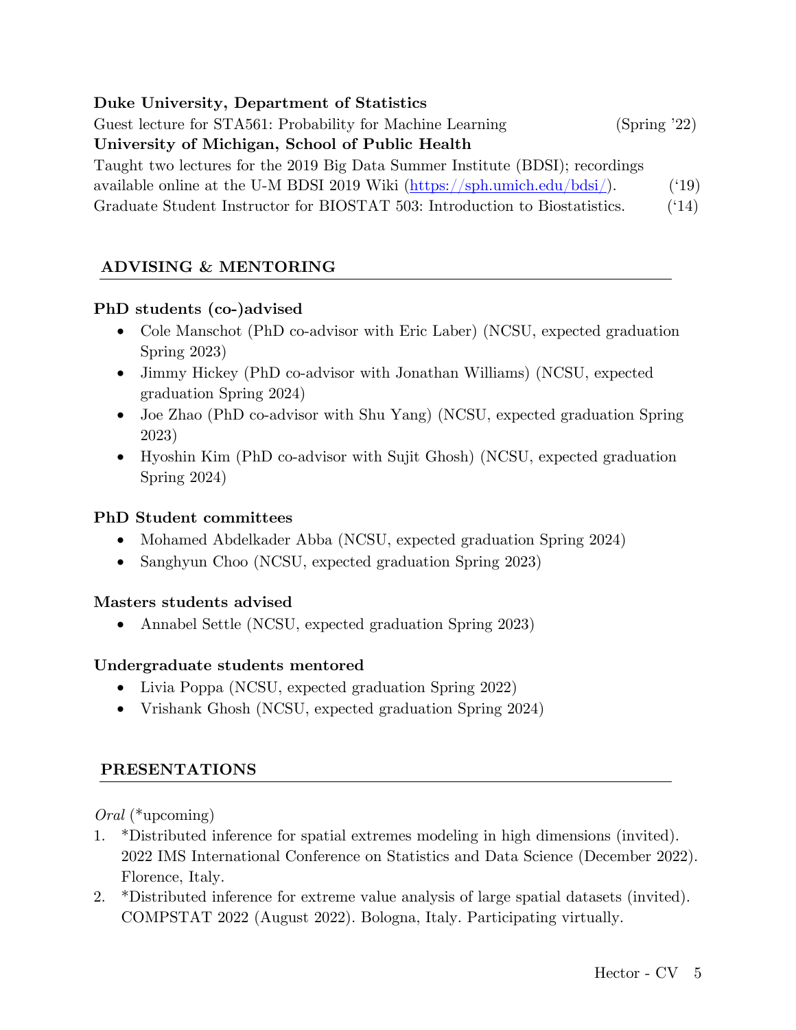**Duke University, Department of Statistics**

Guest lecture for STA561: Probability for Machine Learning (Spring '22)

**University of Michigan, School of Public Health**

Taught two lectures for the 2019 Big Data Summer Institute (BDSI); recordings available online at the U-M BDSI 2019 Wiki (https://sph.umich.edu/bdsi/). ('19)

Graduate Student Instructor for BIOSTAT 503: Introduction to Biostatistics. ('14)

## ADVISING & MENTORING

**PhD students (co-)advised**

- Cole Manschot (PhD co-advisor with Eric Laber) (NCSU, expected graduation Spring 2023)
- Jimmy Hickey (PhD co-advisor with Jonathan Williams) (NCSU, expected graduation Spring 2024)
- Joe Zhao (PhD co-advisor with Shu Yang) (NCSU, expected graduation Spring 2023)
- Hyoshin Kim (PhD co-advisor with Sujit Ghosh) (NCSU, expected graduation Spring 2024)

**PhD Student committees**

- Mohamed Abdelkader Abba (NCSU, expected graduation Spring 2024)
- Sanghyun Choo (NCSU, expected graduation Spring 2023)

**Masters students advised**

- Annabel Settle (NCSU, expected graduation Spring 2023)

**Undergraduate students mentored**

- Livia Poppa (NCSU, expected graduation Spring 2022)
- Vrishank Ghosh (NCSU, expected graduation Spring 2024)

## PRESENTATIONS

*Oral* (*upcoming)

1. *Distributed inference for spatial extremes modeling in high dimensions (invited). 2022 IMS International Conference on Statistics and Data Science (December 2022). Florence, Italy.
2. *Distributed inference for extreme value analysis of large spatial datasets (invited). COMPSTAT 2022 (August 2022). Bologna, Italy. Participating virtually.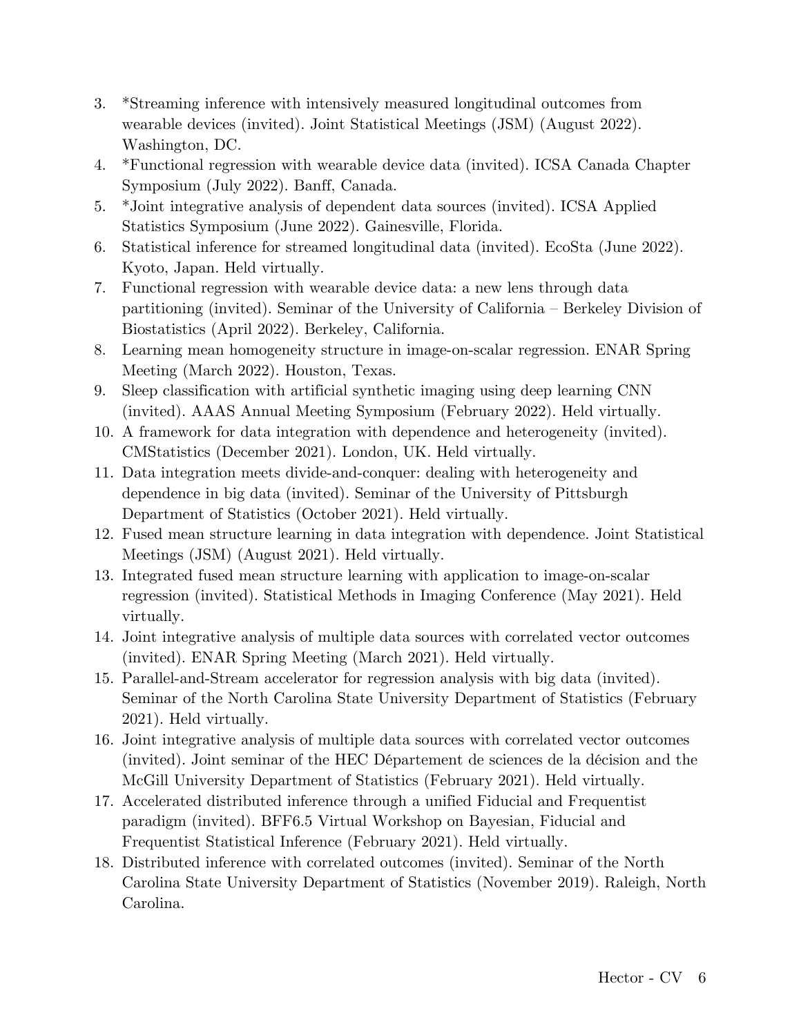3. *Streaming inference with intensively measured longitudinal outcomes from wearable devices (invited). Joint Statistical Meetings (JSM) (August 2022). Washington, DC.
4. *Functional regression with wearable device data (invited). ICSA Canada Chapter Symposium (July 2022). Banff, Canada.
5. *Joint integrative analysis of dependent data sources (invited). ICSA Applied Statistics Symposium (June 2022). Gainesville, Florida.
6. Statistical inference for streamed longitudinal data (invited). EcoSta (June 2022). Kyoto, Japan. Held virtually.
7. Functional regression with wearable device data: a new lens through data partitioning (invited). Seminar of the University of California – Berkeley Division of Biostatistics (April 2022). Berkeley, California.
8. Learning mean homogeneity structure in image-on-scalar regression. ENAR Spring Meeting (March 2022). Houston, Texas.
9. Sleep classification with artificial synthetic imaging using deep learning CNN (invited). AAAS Annual Meeting Symposium (February 2022). Held virtually.
10. A framework for data integration with dependence and heterogeneity (invited). CMStatistics (December 2021). London, UK. Held virtually.
11. Data integration meets divide-and-conquer: dealing with heterogeneity and dependence in big data (invited). Seminar of the University of Pittsburgh Department of Statistics (October 2021). Held virtually.
12. Fused mean structure learning in data integration with dependence. Joint Statistical Meetings (JSM) (August 2021). Held virtually.
13. Integrated fused mean structure learning with application to image-on-scalar regression (invited). Statistical Methods in Imaging Conference (May 2021). Held virtually.
14. Joint integrative analysis of multiple data sources with correlated vector outcomes (invited). ENAR Spring Meeting (March 2021). Held virtually.
15. Parallel-and-Stream accelerator for regression analysis with big data (invited). Seminar of the North Carolina State University Department of Statistics (February 2021). Held virtually.
16. Joint integrative analysis of multiple data sources with correlated vector outcomes (invited). Joint seminar of the HEC Département de sciences de la décision and the McGill University Department of Statistics (February 2021). Held virtually.
17. Accelerated distributed inference through a unified Fiducial and Frequentist paradigm (invited). BFF6.5 Virtual Workshop on Bayesian, Fiducial and Frequentist Statistical Inference (February 2021). Held virtually.
18. Distributed inference with correlated outcomes (invited). Seminar of the North Carolina State University Department of Statistics (November 2019). Raleigh, North Carolina.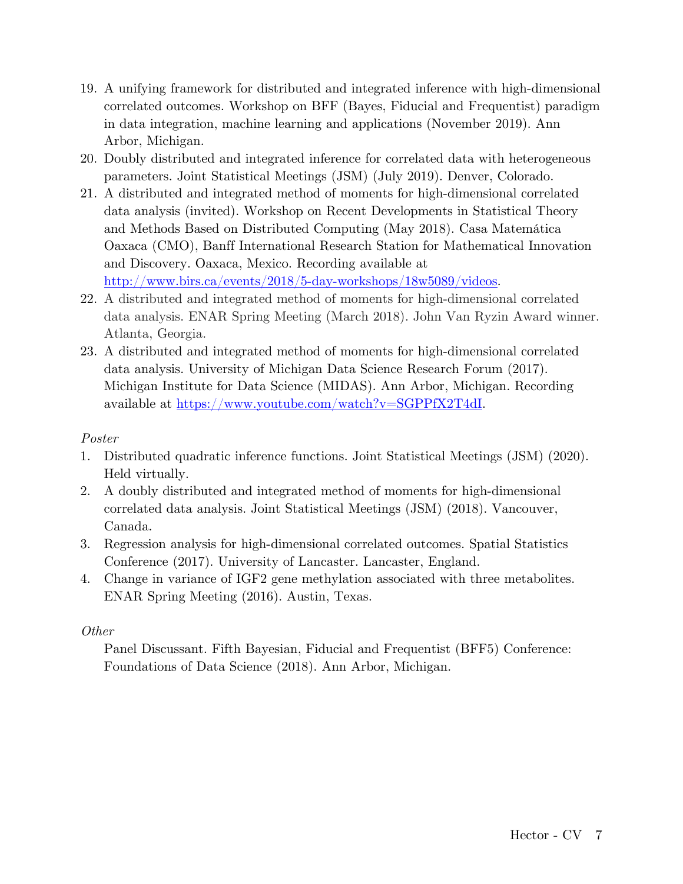19. A unifying framework for distributed and integrated inference with high-dimensional correlated outcomes. Workshop on BFF (Bayes, Fiducial and Frequentist) paradigm in data integration, machine learning and applications (November 2019). Ann Arbor, Michigan.
20. Doubly distributed and integrated inference for correlated data with heterogeneous parameters. Joint Statistical Meetings (JSM) (July 2019). Denver, Colorado.
21. A distributed and integrated method of moments for high-dimensional correlated data analysis (invited). Workshop on Recent Developments in Statistical Theory and Methods Based on Distributed Computing (May 2018). Casa Matemática Oaxaca (CMO), Banff International Research Station for Mathematical Innovation and Discovery. Oaxaca, Mexico. Recording available at [http://www.birs.ca/events/2018/5-day-workshops/18w5089/videos](http://www.birs.ca/events/2018/5-day-workshops/18w5089/videos).
22. A distributed and integrated method of moments for high-dimensional correlated data analysis. ENAR Spring Meeting (March 2018). John Van Ryzin Award winner. Atlanta, Georgia.
23. A distributed and integrated method of moments for high-dimensional correlated data analysis. University of Michigan Data Science Research Forum (2017). Michigan Institute for Data Science (MIDAS). Ann Arbor, Michigan. Recording available at [https://www.youtube.com/watch?v=SGPPfX2T4dI](https://www.youtube.com/watch?v=SGPPfX2T4dI).

*Poster*

1. Distributed quadratic inference functions. Joint Statistical Meetings (JSM) (2020). Held virtually.
2. A doubly distributed and integrated method of moments for high-dimensional correlated data analysis. Joint Statistical Meetings (JSM) (2018). Vancouver, Canada.
3. Regression analysis for high-dimensional correlated outcomes. Spatial Statistics Conference (2017). University of Lancaster. Lancaster, England.
4. Change in variance of IGF2 gene methylation associated with three metabolites. ENAR Spring Meeting (2016). Austin, Texas.

*Other*

Panel Discussant. Fifth Bayesian, Fiducial and Frequentist (BFF5) Conference: Foundations of Data Science (2018). Ann Arbor, Michigan.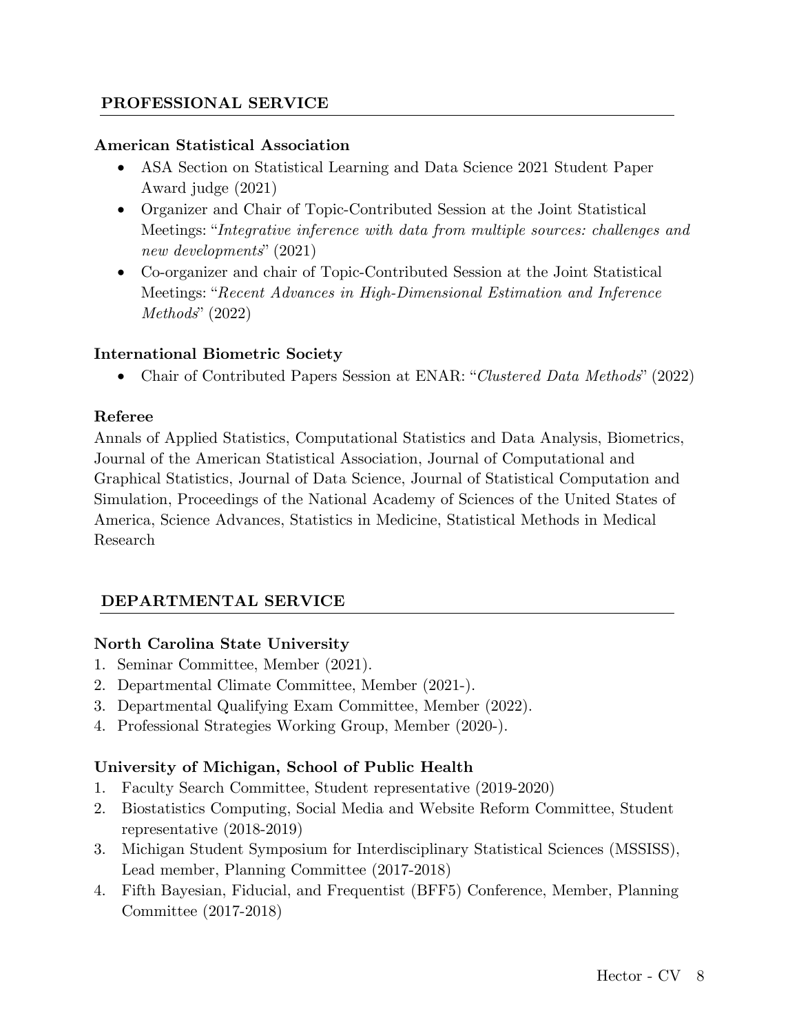## PROFESSIONAL SERVICE

### American Statistical Association

- ASA Section on Statistical Learning and Data Science 2021 Student Paper Award judge (2021)
- Organizer and Chair of Topic-Contributed Session at the Joint Statistical Meetings: "*Integrative inference with data from multiple sources: challenges and new developments*" (2021)
- Co-organizer and chair of Topic-Contributed Session at the Joint Statistical Meetings: "*Recent Advances in High-Dimensional Estimation and Inference Methods*" (2022)

### International Biometric Society

- Chair of Contributed Papers Session at ENAR: "*Clustered Data Methods*" (2022)

### Referee

Annals of Applied Statistics, Computational Statistics and Data Analysis, Biometrics, Journal of the American Statistical Association, Journal of Computational and Graphical Statistics, Journal of Data Science, Journal of Statistical Computation and Simulation, Proceedings of the National Academy of Sciences of the United States of America, Science Advances, Statistics in Medicine, Statistical Methods in Medical Research

## DEPARTMENTAL SERVICE

### North Carolina State University

1. Seminar Committee, Member (2021).
2. Departmental Climate Committee, Member (2021-).
3. Departmental Qualifying Exam Committee, Member (2022).
4. Professional Strategies Working Group, Member (2020-).

### University of Michigan, School of Public Health

1. Faculty Search Committee, Student representative (2019-2020)
2. Biostatistics Computing, Social Media and Website Reform Committee, Student representative (2018-2019)
3. Michigan Student Symposium for Interdisciplinary Statistical Sciences (MSSISS), Lead member, Planning Committee (2017-2018)
4. Fifth Bayesian, Fiducial, and Frequentist (BFF5) Conference, Member, Planning Committee (2017-2018)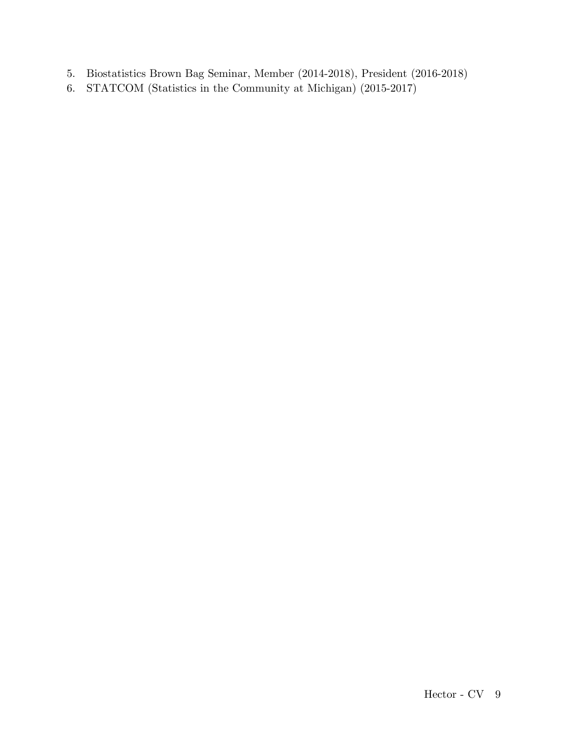5. Biostatistics Brown Bag Seminar, Member (2014-2018), President (2016-2018)
6. STATCOM (Statistics in the Community at Michigan) (2015-2017)